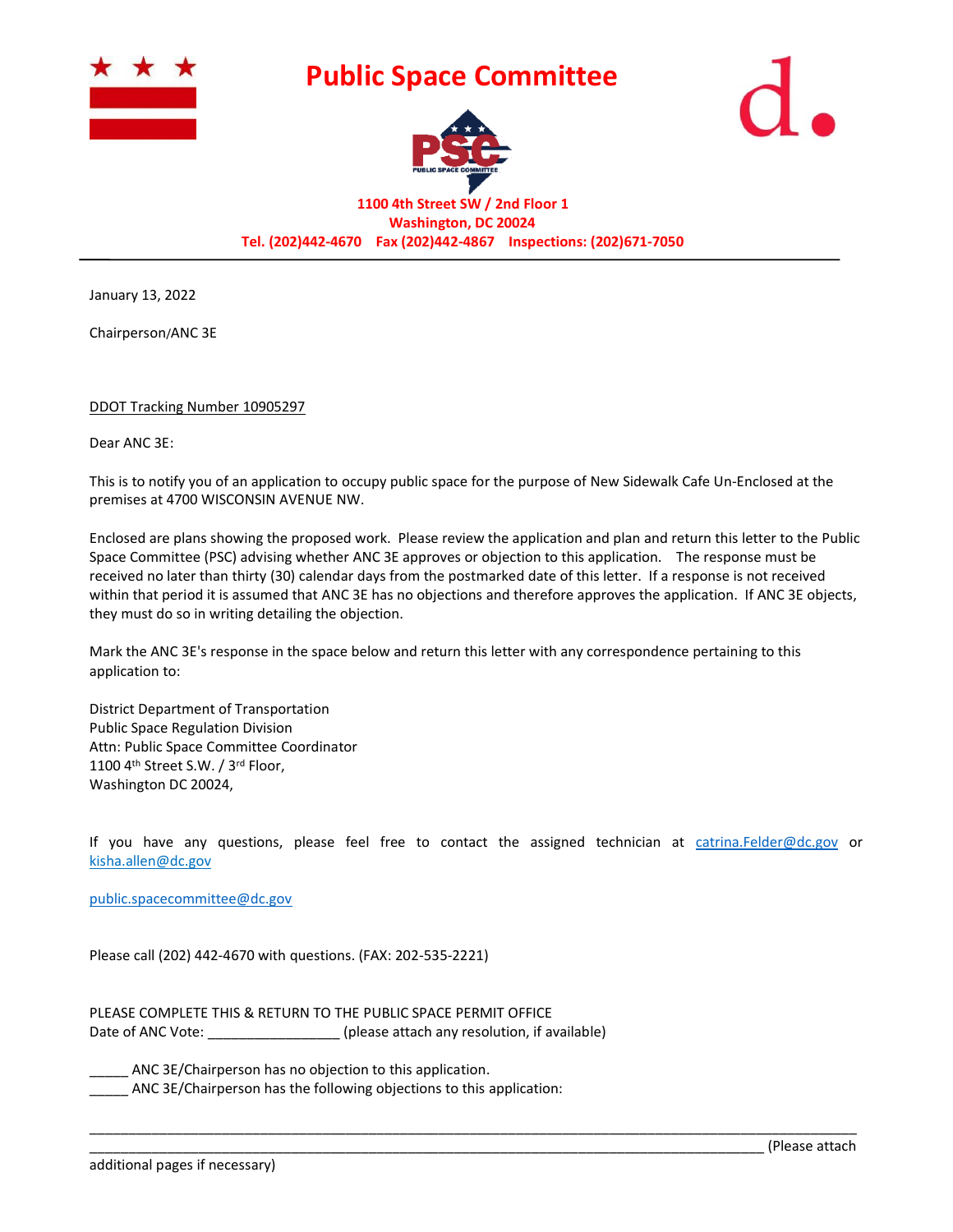# Public Space Committee

PSC
PUBLIC SPACE COMMITTEE

**1100 4th Street SW / 2nd Floor 1**
**Washington, DC 20024**
**Tel. (202)442-4670 Fax (202)442-4867 Inspections: (202)671-7050**

---

January 13, 2022

Chairperson/ANC 3E

DDOT Tracking Number 10905297

Dear ANC 3E:

This is to notify you of an application to occupy public space for the purpose of New Sidewalk Cafe Un-Enclosed at the premises at 4700 WISCONSIN AVENUE NW.

Enclosed are plans showing the proposed work. Please review the application and plan and return this letter to the Public Space Committee (PSC) advising whether ANC 3E approves or objection to this application. The response must be received no later than thirty (30) calendar days from the postmarked date of this letter. If a response is not received within that period it is assumed that ANC 3E has no objections and therefore approves the application. If ANC 3E objects, they must do so in writing detailing the objection.

Mark the ANC 3E's response in the space below and return this letter with any correspondence pertaining to this application to:

District Department of Transportation
Public Space Regulation Division
Attn: Public Space Committee Coordinator
1100 4th Street S.W. / 3rd Floor,
Washington DC 20024,

If you have any questions, please feel free to contact the assigned technician at catrina.Felder@dc.gov or kisha.allen@dc.gov

public.spacecommittee@dc.gov

Please call (202) 442-4670 with questions. (FAX: 202-535-2221)

PLEASE COMPLETE THIS & RETURN TO THE PUBLIC SPACE PERMIT OFFICE
Date of ANC Vote: ________________ (please attach any resolution, if available)

_____ ANC 3E/Chairperson has no objection to this application.
_____ ANC 3E/Chairperson has the following objections to this application:

______________________________________________________________________________________
______________________________________________________________________________ (Please attach additional pages if necessary)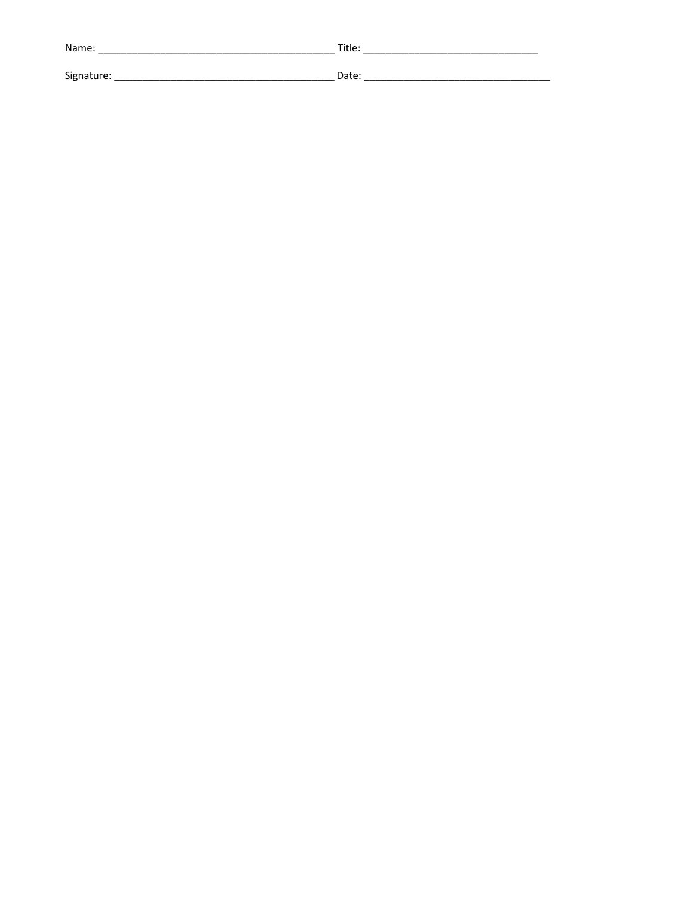Name: ___________________________________________ Title: ________________________________

Signature: ________________________________________ Date: __________________________________